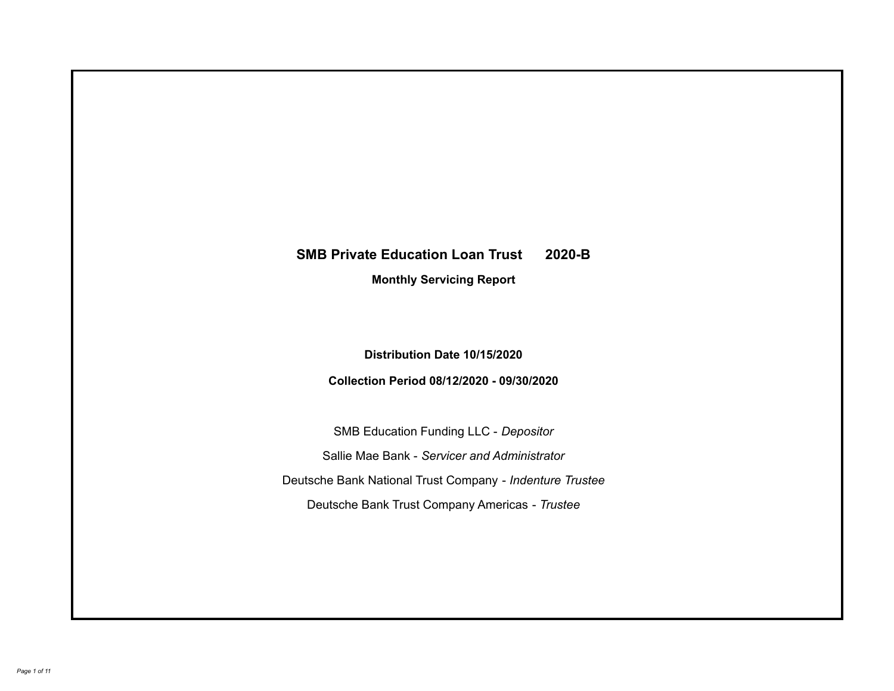# SMB Private Education Loan Trust 2020-B

**Monthly Servicing Report**

**Distribution Date 10/15/2020**

**Collection Period 08/12/2020 - 09/30/2020**

SMB Education Funding LLC - *Depositor*

Sallie Mae Bank - *Servicer and Administrator*

Deutsche Bank National Trust Company - *Indenture Trustee*

Deutsche Bank Trust Company Americas - *Trustee*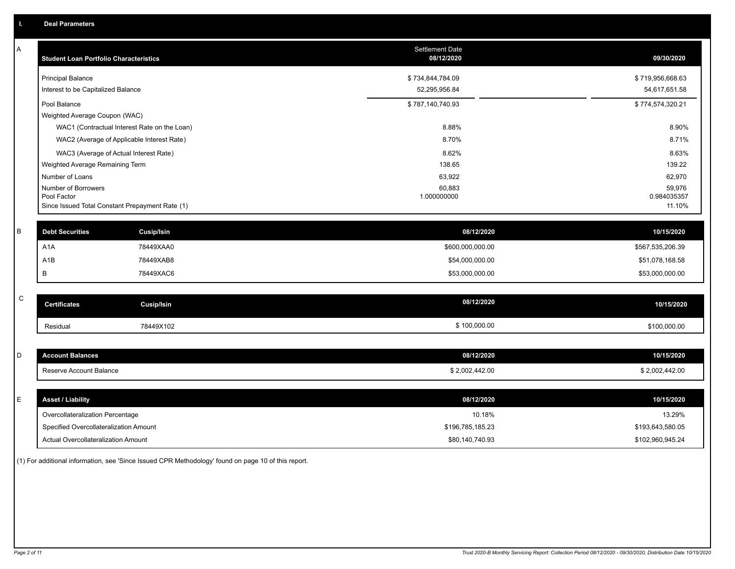## I. Deal Parameters

### A

| Student Loan Portfolio Characteristics | Settlement Date 08/12/2020 | | 09/30/2020 |
|---|---|---|---|
| Principal Balance | $ 734,844,784.09 | | $ 719,956,668.63 |
| Interest to be Capitalized Balance | 52,295,956.84 | | 54,617,651.58 |
| Pool Balance | $ 787,140,740.93 | | $ 774,574,320.21 |
| Weighted Average Coupon (WAC) | | | |
| WAC1 (Contractual Interest Rate on the Loan) | 8.88% | | 8.90% |
| WAC2 (Average of Applicable Interest Rate) | 8.70% | | 8.71% |
| WAC3 (Average of Actual Interest Rate) | 8.62% | | 8.63% |
| Weighted Average Remaining Term | 138.65 | | 139.22 |
| Number of Loans | 63,922 | | 62,970 |
| Number of Borrowers | 60,883 | | 59,976 |
| Pool Factor | 1.000000000 | | 0.984035357 |
| Since Issued Total Constant Prepayment Rate (1) | | | 11.10% |

### B

| Debt Securities | Cusip/Isin | 08/12/2020 | 10/15/2020 |
|---|---|---|---|
| A1A | 78449XAA0 | $600,000,000.00 | $567,535,206.39 |
| A1B | 78449XAB8 | $54,000,000.00 | $51,078,168.58 |
| B | 78449XAC6 | $53,000,000.00 | $53,000,000.00 |

### C

| Certificates | Cusip/Isin | 08/12/2020 | 10/15/2020 |
|---|---|---|---|
| Residual | 78449X102 | $ 100,000.00 | $100,000.00 |

### D

| Account Balances | 08/12/2020 | 10/15/2020 |
|---|---|---|
| Reserve Account Balance | $ 2,002,442.00 | $ 2,002,442.00 |

### E

| Asset / Liability | 08/12/2020 | 10/15/2020 |
|---|---|---|
| Overcollateralization Percentage | 10.18% | 13.29% |
| Specified Overcollateralization Amount | $196,785,185.23 | $193,643,580.05 |
| Actual Overcollateralization Amount | $80,140,740.93 | $102,960,945.24 |

(1) For additional information, see 'Since Issued CPR Methodology' found on page 10 of this report.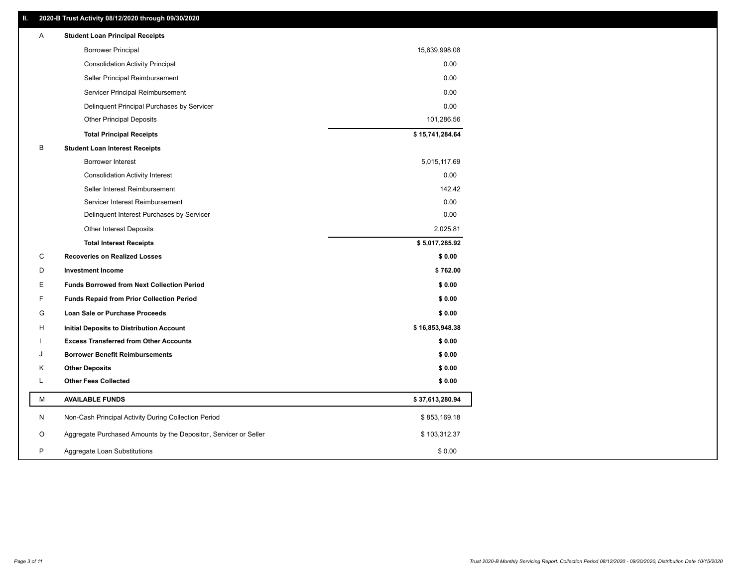## II. 2020-B Trust Activity 08/12/2020 through 09/30/2020

| | | |
|---|---|---|
| A | **Student Loan Principal Receipts** | |
| | Borrower Principal | 15,639,998.08 |
| | Consolidation Activity Principal | 0.00 |
| | Seller Principal Reimbursement | 0.00 |
| | Servicer Principal Reimbursement | 0.00 |
| | Delinquent Principal Purchases by Servicer | 0.00 |
| | Other Principal Deposits | 101,286.56 |
| | **Total Principal Receipts** | **$ 15,741,284.64** |
| B | **Student Loan Interest Receipts** | |
| | Borrower Interest | 5,015,117.69 |
| | Consolidation Activity Interest | 0.00 |
| | Seller Interest Reimbursement | 142.42 |
| | Servicer Interest Reimbursement | 0.00 |
| | Delinquent Interest Purchases by Servicer | 0.00 |
| | Other Interest Deposits | 2,025.81 |
| | **Total Interest Receipts** | **$ 5,017,285.92** |
| C | **Recoveries on Realized Losses** | **$ 0.00** |
| D | **Investment Income** | **$ 762.00** |
| E | **Funds Borrowed from Next Collection Period** | **$ 0.00** |
| F | **Funds Repaid from Prior Collection Period** | **$ 0.00** |
| G | **Loan Sale or Purchase Proceeds** | **$ 0.00** |
| H | **Initial Deposits to Distribution Account** | **$ 16,853,948.38** |
| I | **Excess Transferred from Other Accounts** | **$ 0.00** |
| J | **Borrower Benefit Reimbursements** | **$ 0.00** |
| K | **Other Deposits** | **$ 0.00** |
| L | **Other Fees Collected** | **$ 0.00** |
| M | **AVAILABLE FUNDS** | **$ 37,613,280.94** |
| N | Non-Cash Principal Activity During Collection Period | $ 853,169.18 |
| O | Aggregate Purchased Amounts by the Depositor, Servicer or Seller | $ 103,312.37 |
| P | Aggregate Loan Substitutions | $ 0.00 |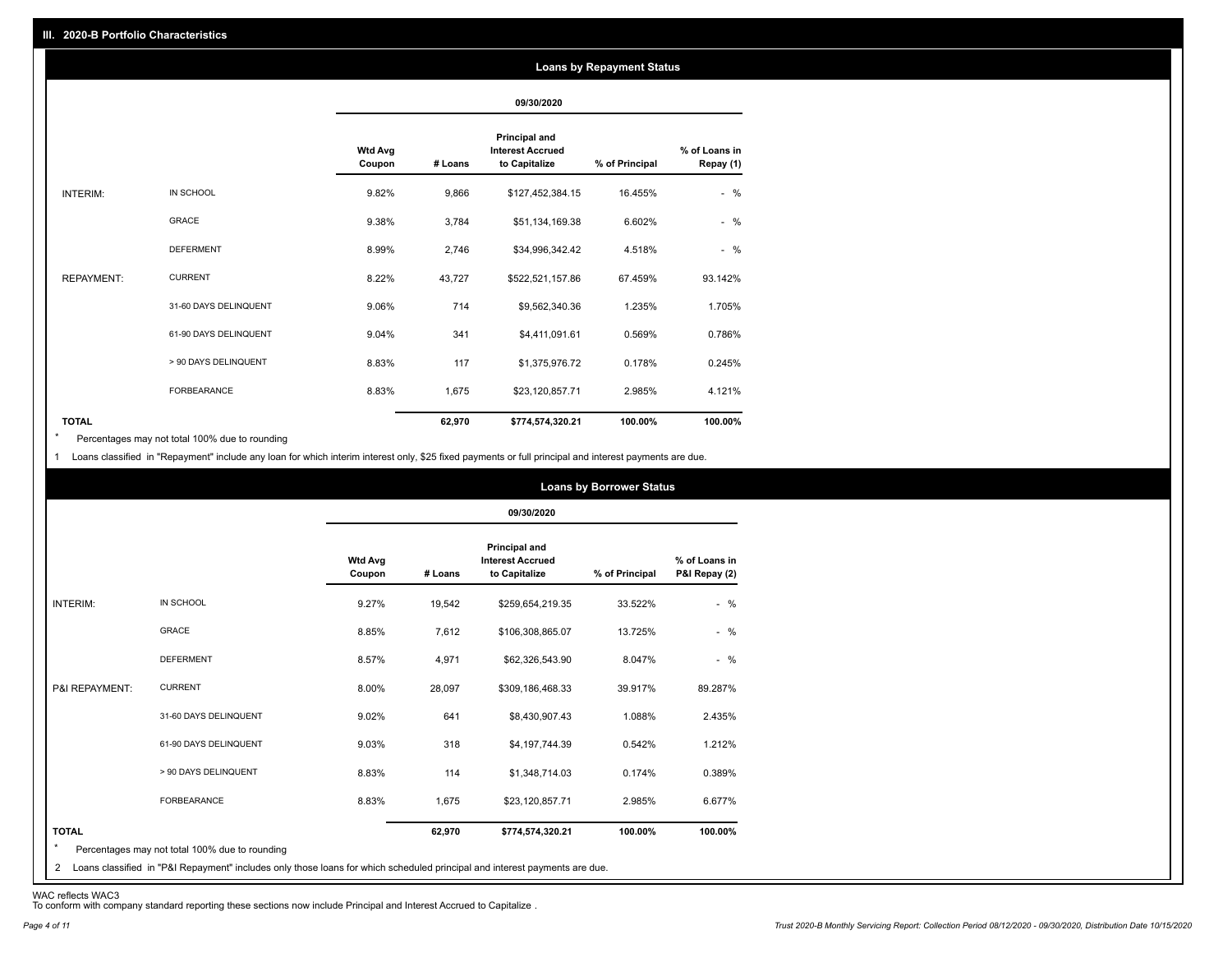## III. 2020-B Portfolio Characteristics

### Loans by Repayment Status

| | | 09/30/2020 | | | | |
|---|---|---|---|---|---|---|
| | | Wtd Avg Coupon | # Loans | Principal and Interest Accrued to Capitalize | % of Principal | % of Loans in Repay (1) |
| INTERIM: | IN SCHOOL | 9.82% | 9,866 | $127,452,384.15 | 16.455% | - % |
| | GRACE | 9.38% | 3,784 | $51,134,169.38 | 6.602% | - % |
| | DEFERMENT | 8.99% | 2,746 | $34,996,342.42 | 4.518% | - % |
| REPAYMENT: | CURRENT | 8.22% | 43,727 | $522,521,157.86 | 67.459% | 93.142% |
| | 31-60 DAYS DELINQUENT | 9.06% | 714 | $9,562,340.36 | 1.235% | 1.705% |
| | 61-90 DAYS DELINQUENT | 9.04% | 341 | $4,411,091.61 | 0.569% | 0.786% |
| | > 90 DAYS DELINQUENT | 8.83% | 117 | $1,375,976.72 | 0.178% | 0.245% |
| | FORBEARANCE | 8.83% | 1,675 | $23,120,857.71 | 2.985% | 4.121% |
| **TOTAL** | | | **62,970** | **$774,574,320.21** | **100.00%** | **100.00%** |

* Percentages may not total 100% due to rounding

1 Loans classified in "Repayment" include any loan for which interim interest only, $25 fixed payments or full principal and interest payments are due.

### Loans by Borrower Status

| | | 09/30/2020 | | | | |
|---|---|---|---|---|---|---|
| | | Wtd Avg Coupon | # Loans | Principal and Interest Accrued to Capitalize | % of Principal | % of Loans in P&I Repay (2) |
| INTERIM: | IN SCHOOL | 9.27% | 19,542 | $259,654,219.35 | 33.522% | - % |
| | GRACE | 8.85% | 7,612 | $106,308,865.07 | 13.725% | - % |
| | DEFERMENT | 8.57% | 4,971 | $62,326,543.90 | 8.047% | - % |
| P&I REPAYMENT: | CURRENT | 8.00% | 28,097 | $309,186,468.33 | 39.917% | 89.287% |
| | 31-60 DAYS DELINQUENT | 9.02% | 641 | $8,430,907.43 | 1.088% | 2.435% |
| | 61-90 DAYS DELINQUENT | 9.03% | 318 | $4,197,744.39 | 0.542% | 1.212% |
| | > 90 DAYS DELINQUENT | 8.83% | 114 | $1,348,714.03 | 0.174% | 0.389% |
| | FORBEARANCE | 8.83% | 1,675 | $23,120,857.71 | 2.985% | 6.677% |
| **TOTAL** | | | **62,970** | **$774,574,320.21** | **100.00%** | **100.00%** |

* Percentages may not total 100% due to rounding

2 Loans classified in "P&I Repayment" includes only those loans for which scheduled principal and interest payments are due.

WAC reflects WAC3

To conform with company standard reporting these sections now include Principal and Interest Accrued to Capitalize .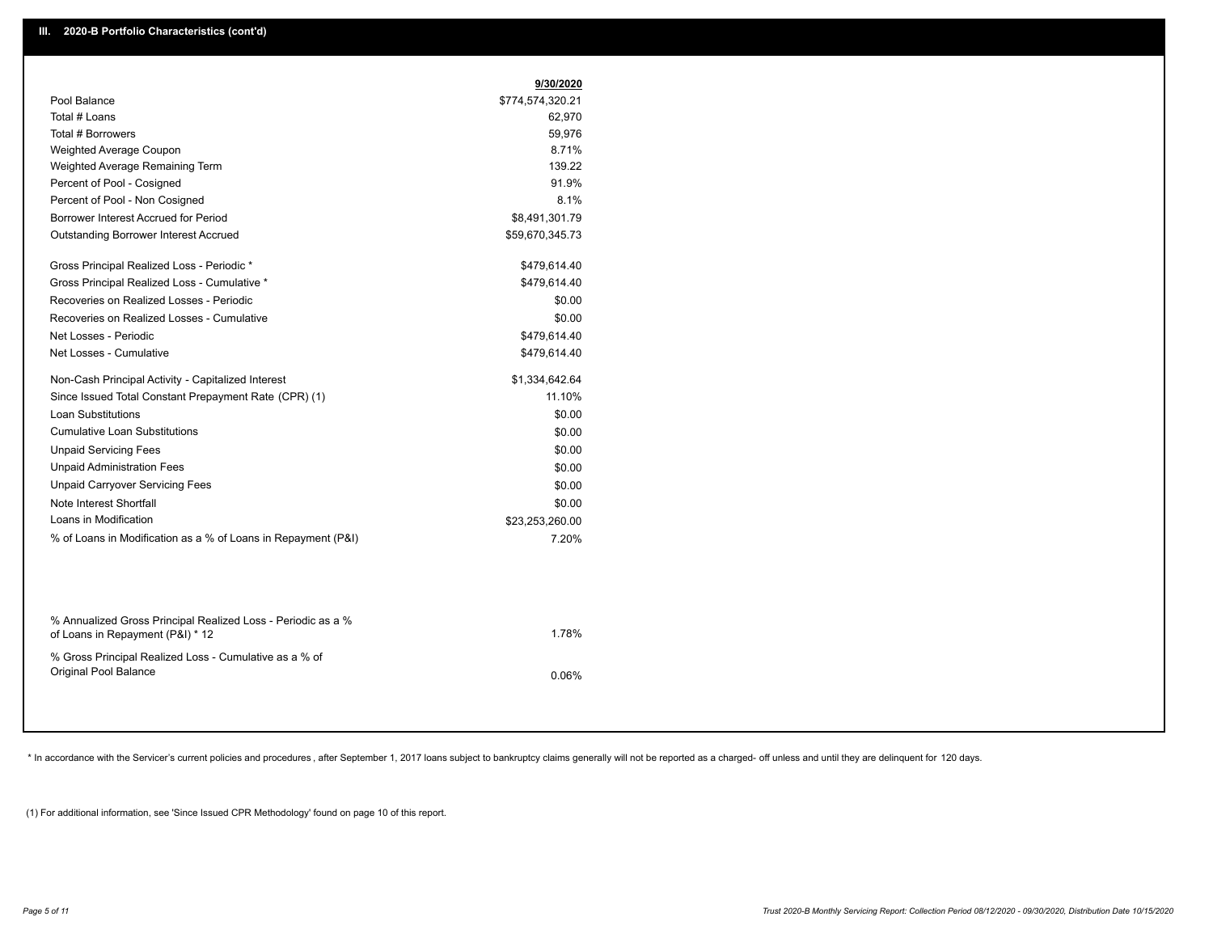## III. 2020-B Portfolio Characteristics (cont'd)

| | 9/30/2020 |
|---|---|
| Pool Balance | $774,574,320.21 |
| Total # Loans | 62,970 |
| Total # Borrowers | 59,976 |
| Weighted Average Coupon | 8.71% |
| Weighted Average Remaining Term | 139.22 |
| Percent of Pool - Cosigned | 91.9% |
| Percent of Pool - Non Cosigned | 8.1% |
| Borrower Interest Accrued for Period | $8,491,301.79 |
| Outstanding Borrower Interest Accrued | $59,670,345.73 |
| Gross Principal Realized Loss - Periodic * | $479,614.40 |
| Gross Principal Realized Loss - Cumulative * | $479,614.40 |
| Recoveries on Realized Losses - Periodic | $0.00 |
| Recoveries on Realized Losses - Cumulative | $0.00 |
| Net Losses - Periodic | $479,614.40 |
| Net Losses - Cumulative | $479,614.40 |
| Non-Cash Principal Activity - Capitalized Interest | $1,334,642.64 |
| Since Issued Total Constant Prepayment Rate (CPR) (1) | 11.10% |
| Loan Substitutions | $0.00 |
| Cumulative Loan Substitutions | $0.00 |
| Unpaid Servicing Fees | $0.00 |
| Unpaid Administration Fees | $0.00 |
| Unpaid Carryover Servicing Fees | $0.00 |
| Note Interest Shortfall | $0.00 |
| Loans in Modification | $23,253,260.00 |
| % of Loans in Modification as a % of Loans in Repayment (P&I) | 7.20% |
| % Annualized Gross Principal Realized Loss - Periodic as a % of Loans in Repayment (P&I) * 12 | 1.78% |
| % Gross Principal Realized Loss - Cumulative as a % of Original Pool Balance | 0.06% |

\* In accordance with the Servicer's current policies and procedures, after September 1, 2017 loans subject to bankruptcy claims generally will not be reported as a charged- off unless and until they are delinquent for 120 days.

(1) For additional information, see 'Since Issued CPR Methodology' found on page 10 of this report.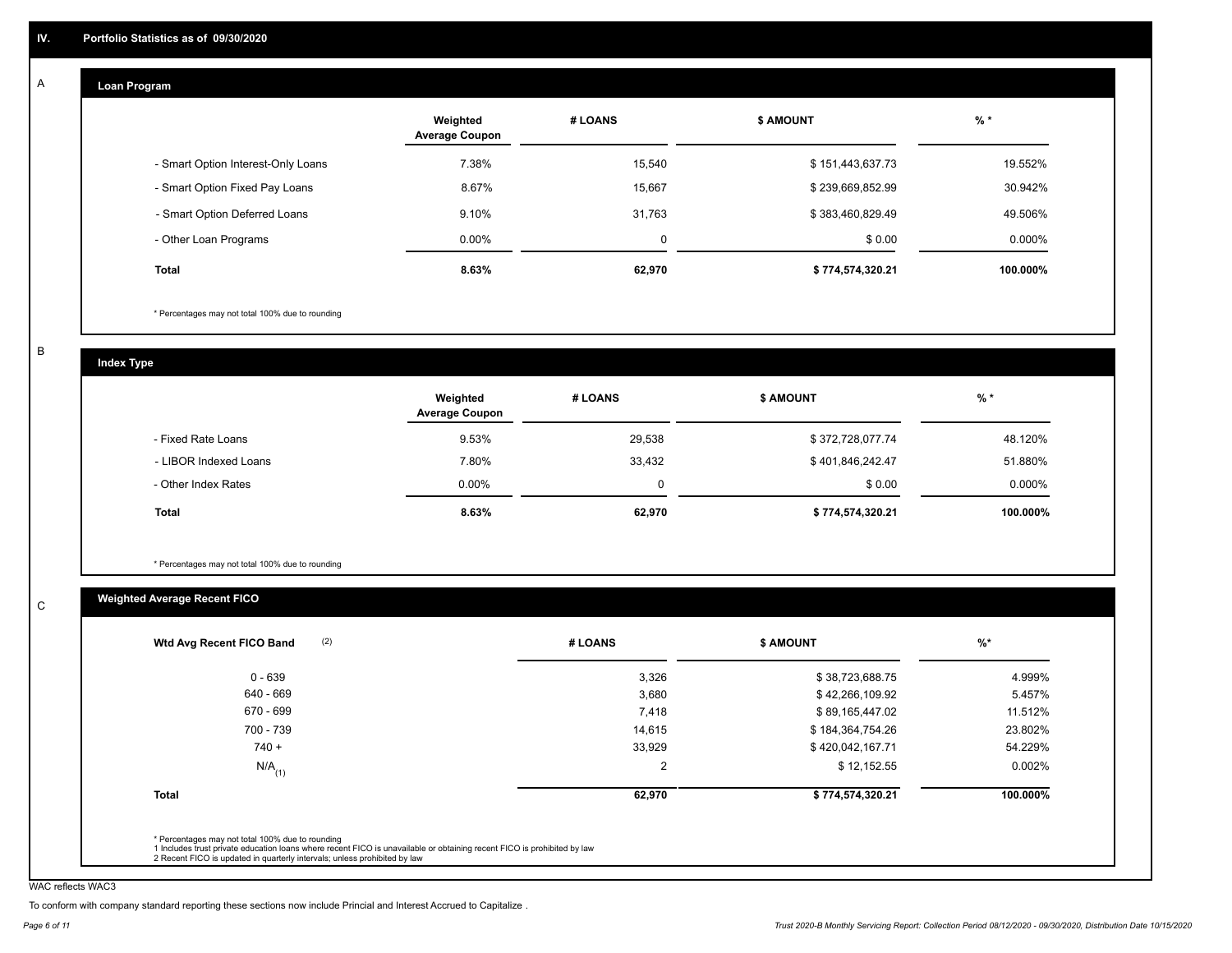## IV. Portfolio Statistics as of 09/30/2020

### A

#### Loan Program

| | Weighted Average Coupon | # LOANS | $ AMOUNT | % * |
|---|---|---|---|---|
| - Smart Option Interest-Only Loans | 7.38% | 15,540 | $ 151,443,637.73 | 19.552% |
| - Smart Option Fixed Pay Loans | 8.67% | 15,667 | $ 239,669,852.99 | 30.942% |
| - Smart Option Deferred Loans | 9.10% | 31,763 | $ 383,460,829.49 | 49.506% |
| - Other Loan Programs | 0.00% | 0 | $ 0.00 | 0.000% |
| **Total** | **8.63%** | **62,970** | **$ 774,574,320.21** | **100.000%** |

* Percentages may not total 100% due to rounding

### B

#### Index Type

| | Weighted Average Coupon | # LOANS | $ AMOUNT | % * |
|---|---|---|---|---|
| - Fixed Rate Loans | 9.53% | 29,538 | $ 372,728,077.74 | 48.120% |
| - LIBOR Indexed Loans | 7.80% | 33,432 | $ 401,846,242.47 | 51.880% |
| - Other Index Rates | 0.00% | 0 | $ 0.00 | 0.000% |
| **Total** | **8.63%** | **62,970** | **$ 774,574,320.21** | **100.000%** |

* Percentages may not total 100% due to rounding

### C

#### Weighted Average Recent FICO

| Wtd Avg Recent FICO Band (2) | # LOANS | $ AMOUNT | %* |
|---|---|---|---|
| 0 - 639 | 3,326 | $ 38,723,688.75 | 4.999% |
| 640 - 669 | 3,680 | $ 42,266,109.92 | 5.457% |
| 670 - 699 | 7,418 | $ 89,165,447.02 | 11.512% |
| 700 - 739 | 14,615 | $ 184,364,754.26 | 23.802% |
| 740 + | 33,929 | $ 420,042,167.71 | 54.229% |
| N/A (1) | 2 | $ 12,152.55 | 0.002% |
| **Total** | **62,970** | **$ 774,574,320.21** | **100.000%** |

* Percentages may not total 100% due to rounding
1 Includes trust private education loans where recent FICO is unavailable or obtaining recent FICO is prohibited by law
2 Recent FICO is updated in quarterly intervals; unless prohibited by law

WAC reflects WAC3

To conform with company standard reporting these sections now include Princial and Interest Accrued to Capitalize .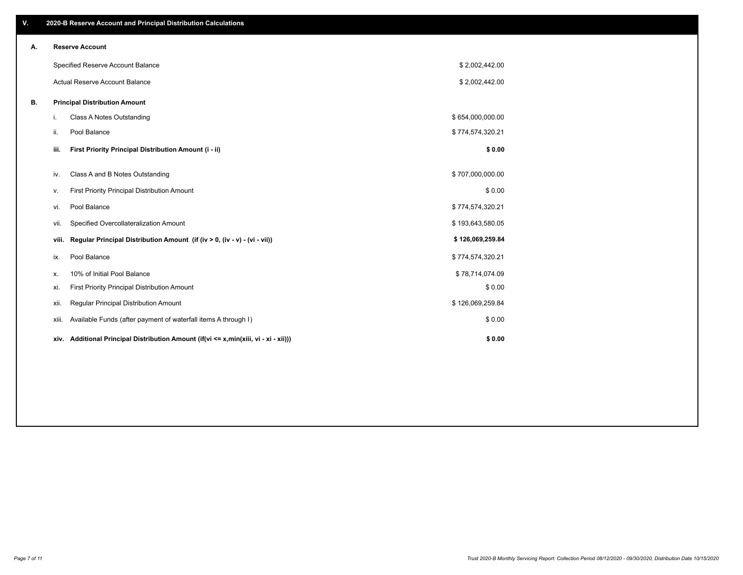## V. 2020-B Reserve Account and Principal Distribution Calculations

### A. Reserve Account

| | |
|---|---|
| Specified Reserve Account Balance | $ 2,002,442.00 |
| Actual Reserve Account Balance | $ 2,002,442.00 |

### B. Principal Distribution Amount

| | | |
|---|---|---|
| i. | Class A Notes Outstanding | $ 654,000,000.00 |
| ii. | Pool Balance | $ 774,574,320.21 |
| **iii.** | **First Priority Principal Distribution Amount (i - ii)** | **$ 0.00** |
| iv. | Class A and B Notes Outstanding | $ 707,000,000.00 |
| v. | First Priority Principal Distribution Amount | $ 0.00 |
| vi. | Pool Balance | $ 774,574,320.21 |
| vii. | Specified Overcollateralization Amount | $ 193,643,580.05 |
| **viii.** | **Regular Principal Distribution Amount (if (iv > 0, (iv - v) - (vi - vii))** | **$ 126,069,259.84** |
| ix. | Pool Balance | $ 774,574,320.21 |
| x. | 10% of Initial Pool Balance | $ 78,714,074.09 |
| xi. | First Priority Principal Distribution Amount | $ 0.00 |
| xii. | Regular Principal Distribution Amount | $ 126,069,259.84 |
| xiii. | Available Funds (after payment of waterfall items A through I) | $ 0.00 |
| **xiv.** | **Additional Principal Distribution Amount (if(vi <= x,min(xiii, vi - xi - xii)))** | **$ 0.00** |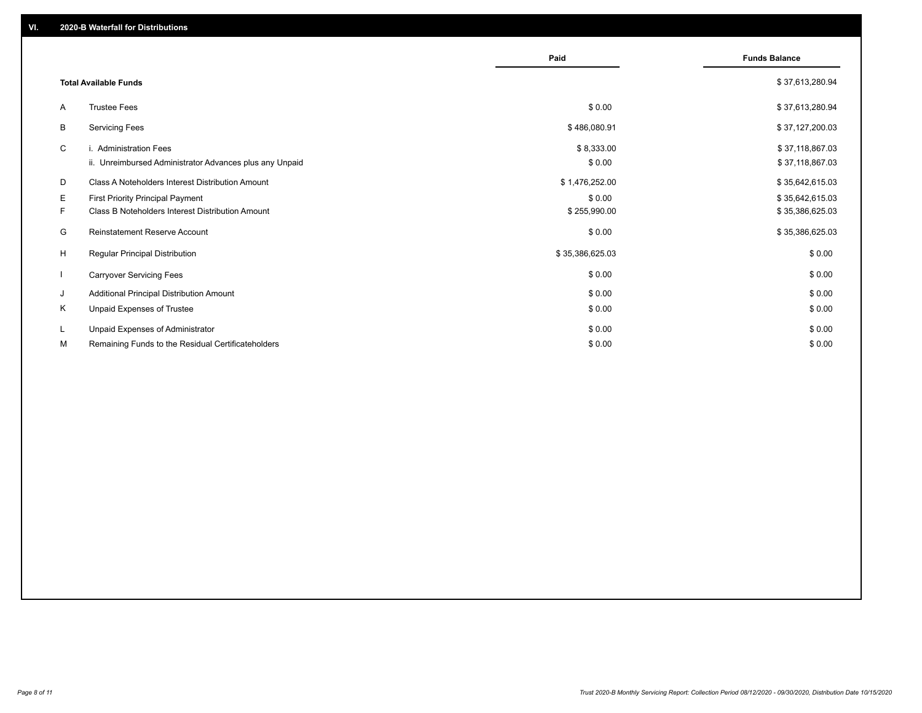## VI. 2020-B Waterfall for Distributions

| | | Paid | Funds Balance |
|---|---|---|---|
| | **Total Available Funds** | | $ 37,613,280.94 |
| A | Trustee Fees | $ 0.00 | $ 37,613,280.94 |
| B | Servicing Fees | $ 486,080.91 | $ 37,127,200.03 |
| C | i. Administration Fees | $ 8,333.00 | $ 37,118,867.03 |
| | ii. Unreimbursed Administrator Advances plus any Unpaid | $ 0.00 | $ 37,118,867.03 |
| D | Class A Noteholders Interest Distribution Amount | $ 1,476,252.00 | $ 35,642,615.03 |
| E | First Priority Principal Payment | $ 0.00 | $ 35,642,615.03 |
| F | Class B Noteholders Interest Distribution Amount | $ 255,990.00 | $ 35,386,625.03 |
| G | Reinstatement Reserve Account | $ 0.00 | $ 35,386,625.03 |
| H | Regular Principal Distribution | $ 35,386,625.03 | $ 0.00 |
| I | Carryover Servicing Fees | $ 0.00 | $ 0.00 |
| J | Additional Principal Distribution Amount | $ 0.00 | $ 0.00 |
| K | Unpaid Expenses of Trustee | $ 0.00 | $ 0.00 |
| L | Unpaid Expenses of Administrator | $ 0.00 | $ 0.00 |
| M | Remaining Funds to the Residual Certificateholders | $ 0.00 | $ 0.00 |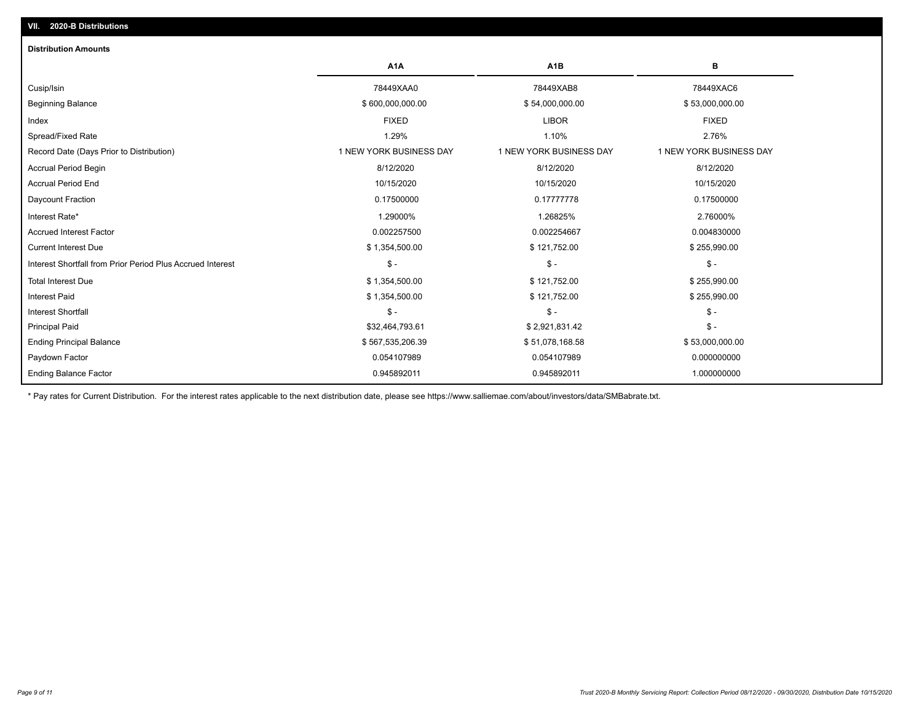## VII. 2020-B Distributions

### Distribution Amounts

| | A1A | A1B | B |
|---|---|---|---|
| Cusip/Isin | 78449XAA0 | 78449XAB8 | 78449XAC6 |
| Beginning Balance | $ 600,000,000.00 | $ 54,000,000.00 | $ 53,000,000.00 |
| Index | FIXED | LIBOR | FIXED |
| Spread/Fixed Rate | 1.29% | 1.10% | 2.76% |
| Record Date (Days Prior to Distribution) | 1 NEW YORK BUSINESS DAY | 1 NEW YORK BUSINESS DAY | 1 NEW YORK BUSINESS DAY |
| Accrual Period Begin | 8/12/2020 | 8/12/2020 | 8/12/2020 |
| Accrual Period End | 10/15/2020 | 10/15/2020 | 10/15/2020 |
| Daycount Fraction | 0.17500000 | 0.17777778 | 0.17500000 |
| Interest Rate* | 1.29000% | 1.26825% | 2.76000% |
| Accrued Interest Factor | 0.002257500 | 0.002254667 | 0.004830000 |
| Current Interest Due | $ 1,354,500.00 | $ 121,752.00 | $ 255,990.00 |
| Interest Shortfall from Prior Period Plus Accrued Interest | $ - | $ - | $ - |
| Total Interest Due | $ 1,354,500.00 | $ 121,752.00 | $ 255,990.00 |
| Interest Paid | $ 1,354,500.00 | $ 121,752.00 | $ 255,990.00 |
| Interest Shortfall | $ - | $ - | $ - |
| Principal Paid | $32,464,793.61 | $ 2,921,831.42 | $ - |
| Ending Principal Balance | $ 567,535,206.39 | $ 51,078,168.58 | $ 53,000,000.00 |
| Paydown Factor | 0.054107989 | 0.054107989 | 0.000000000 |
| Ending Balance Factor | 0.945892011 | 0.945892011 | 1.000000000 |

* Pay rates for Current Distribution. For the interest rates applicable to the next distribution date, please see https://www.salliemae.com/about/investors/data/SMBabrate.txt.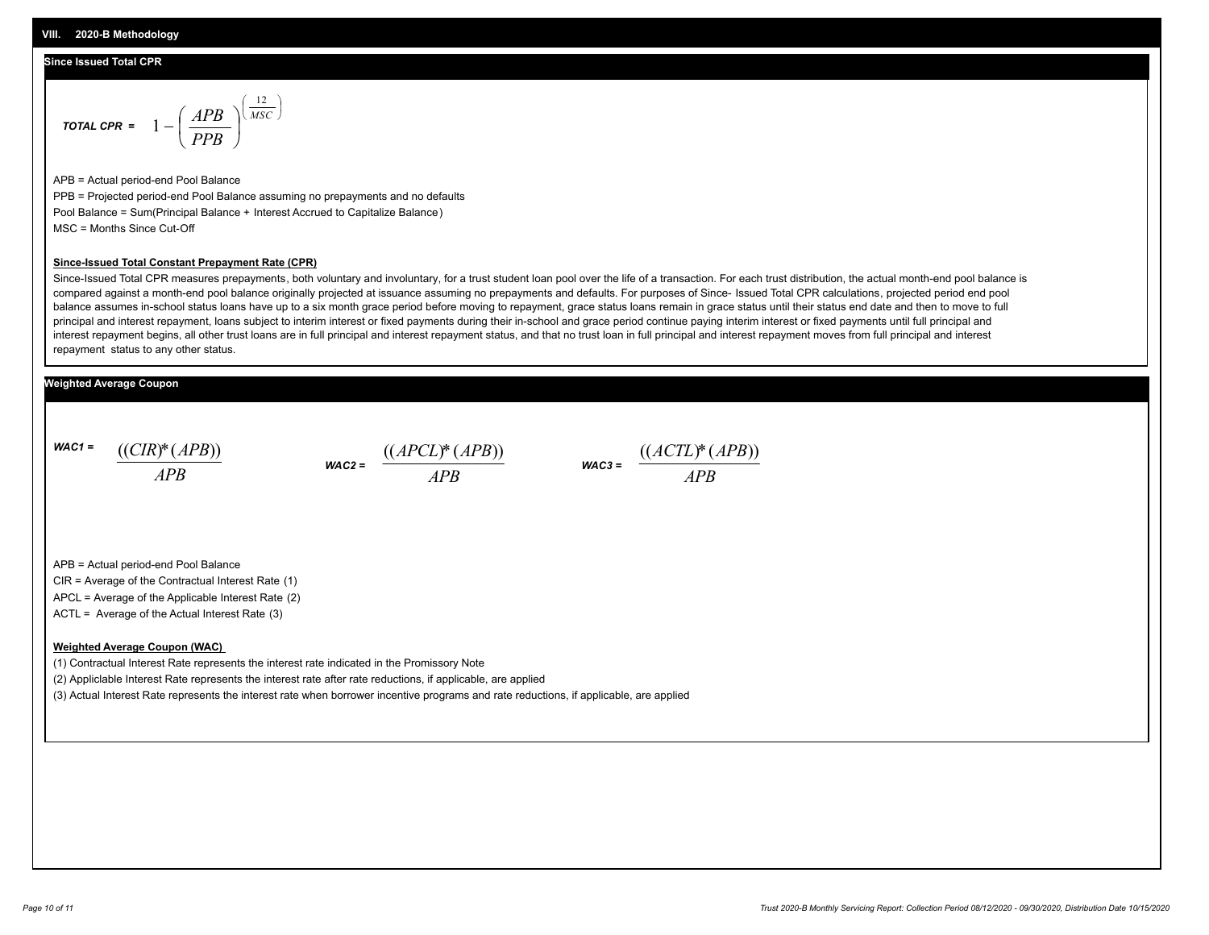## VIII. 2020-B Methodology

### Since Issued Total CPR

**TOTAL CPR =** $$1-\left(\frac{APB}{PPB}\right)^{\left(\frac{12}{MSC}\right)}$$

APB = Actual period-end Pool Balance

PPB = Projected period-end Pool Balance assuming no prepayments and no defaults

Pool Balance = Sum(Principal Balance + Interest Accrued to Capitalize Balance)

MSC = Months Since Cut-Off

**Since-Issued Total Constant Prepayment Rate (CPR)**

Since-Issued Total CPR measures prepayments, both voluntary and involuntary, for a trust student loan pool over the life of a transaction. For each trust distribution, the actual month-end pool balance is compared against a month-end pool balance originally projected at issuance assuming no prepayments and defaults. For purposes of Since- Issued Total CPR calculations, projected period end pool balance assumes in-school status loans have up to a six month grace period before moving to repayment, grace status loans remain in grace status until their status end date and then to move to full principal and interest repayment, loans subject to interim interest or fixed payments during their in-school and grace period continue paying interim interest or fixed payments until full principal and interest repayment begins, all other trust loans are in full principal and interest repayment status, and that no trust loan in full principal and interest repayment moves from full principal and interest repayment status to any other status.

### Weighted Average Coupon

**WAC1 =** $$\frac{((CIR)*(APB))}{APB}$$

**WAC2 =** $$\frac{((APCL)*(APB))}{APB}$$

**WAC3 =** $$\frac{((ACTL)*(APB))}{APB}$$

APB = Actual period-end Pool Balance

CIR = Average of the Contractual Interest Rate (1)

APCL = Average of the Applicable Interest Rate (2)

ACTL = Average of the Actual Interest Rate (3)

**Weighted Average Coupon (WAC)**

(1) Contractual Interest Rate represents the interest rate indicated in the Promissory Note

(2) Appliclable Interest Rate represents the interest rate after rate reductions, if applicable, are applied

(3) Actual Interest Rate represents the interest rate when borrower incentive programs and rate reductions, if applicable, are applied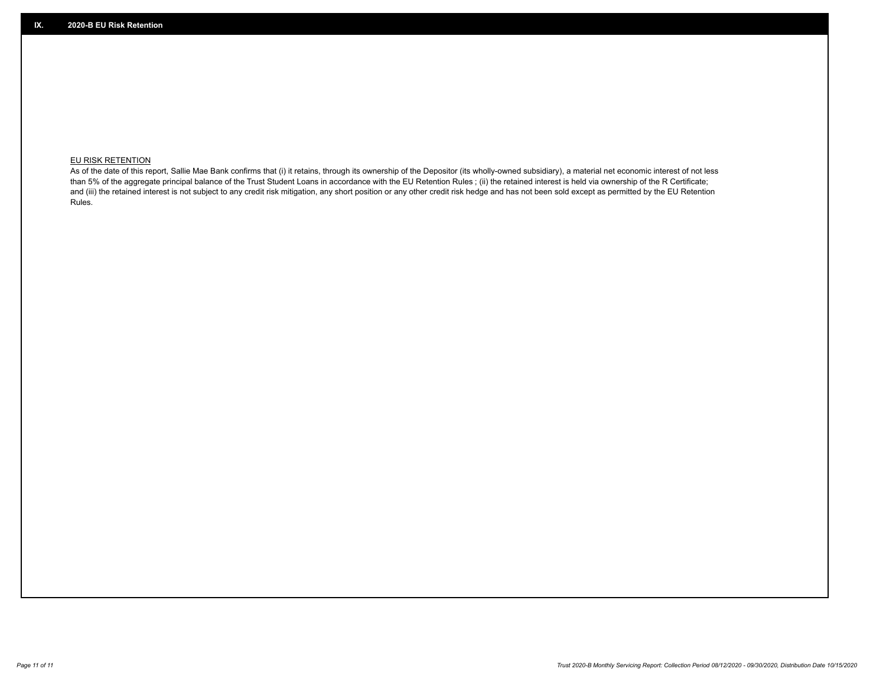## IX. 2020-B EU Risk Retention

EU RISK RETENTION

As of the date of this report, Sallie Mae Bank confirms that (i) it retains, through its ownership of the Depositor (its wholly-owned subsidiary), a material net economic interest of not less than 5% of the aggregate principal balance of the Trust Student Loans in accordance with the EU Retention Rules ; (ii) the retained interest is held via ownership of the R Certificate; and (iii) the retained interest is not subject to any credit risk mitigation, any short position or any other credit risk hedge and has not been sold except as permitted by the EU Retention Rules.